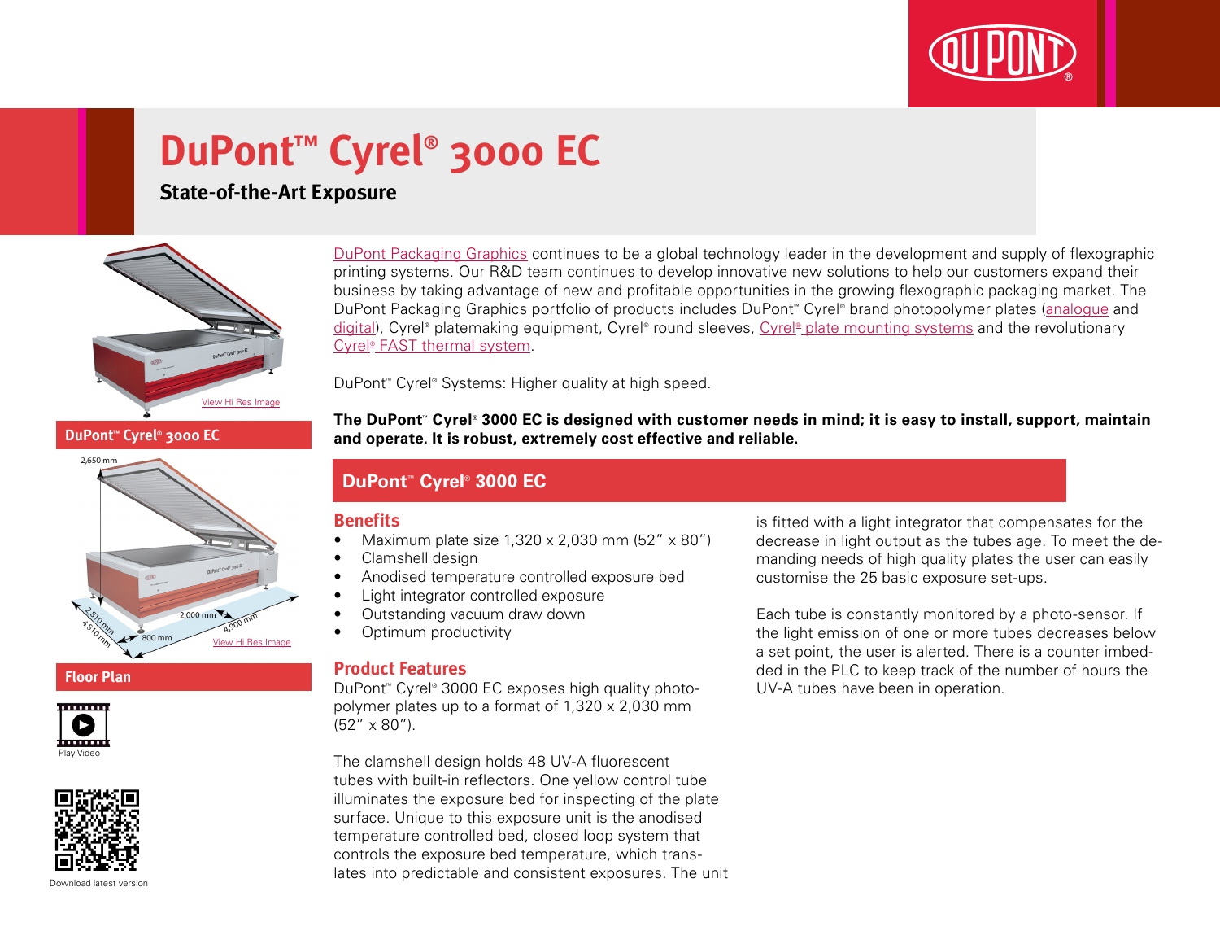# DuPont™ Cyrel® 3000 EC

## State-of-the-Art Exposure

View Hi Res Image

**DuPont™ Cyrel® 3000 EC**

2,650 mm

2,000 mm

4,900 mm

2,810 mm

4,810 mm

800 mm

View Hi Res Image

**Floor Plan**

Play Video

Download latest version

DuPont Packaging Graphics continues to be a global technology leader in the development and supply of flexographic printing systems. Our R&D team continues to develop innovative new solutions to help our customers expand their business by taking advantage of new and profitable opportunities in the growing flexographic packaging market. The DuPont Packaging Graphics portfolio of products includes DuPont™ Cyrel® brand photopolymer plates (analogue and digital), Cyrel® platemaking equipment, Cyrel® round sleeves, Cyrel® plate mounting systems and the revolutionary Cyrel® FAST thermal system.

DuPont™ Cyrel® Systems: Higher quality at high speed.

**The DuPont™ Cyrel® 3000 EC is designed with customer needs in mind; it is easy to install, support, maintain and operate. It is robust, extremely cost effective and reliable.**

## DuPont™ Cyrel® 3000 EC

### Benefits

- Maximum plate size 1,320 x 2,030 mm (52" x 80")
- Clamshell design
- Anodised temperature controlled exposure bed
- Light integrator controlled exposure
- Outstanding vacuum draw down
- Optimum productivity

### Product Features

DuPont™ Cyrel® 3000 EC exposes high quality photopolymer plates up to a format of 1,320 x 2,030 mm (52" x 80").

The clamshell design holds 48 UV-A fluorescent tubes with built-in reflectors. One yellow control tube illuminates the exposure bed for inspecting of the plate surface. Unique to this exposure unit is the anodised temperature controlled bed, closed loop system that controls the exposure bed temperature, which translates into predictable and consistent exposures. The unit is fitted with a light integrator that compensates for the decrease in light output as the tubes age. To meet the demanding needs of high quality plates the user can easily customise the 25 basic exposure set-ups.

Each tube is constantly monitored by a photo-sensor. If the light emission of one or more tubes decreases below a set point, the user is alerted. There is a counter imbedded in the PLC to keep track of the number of hours the UV-A tubes have been in operation.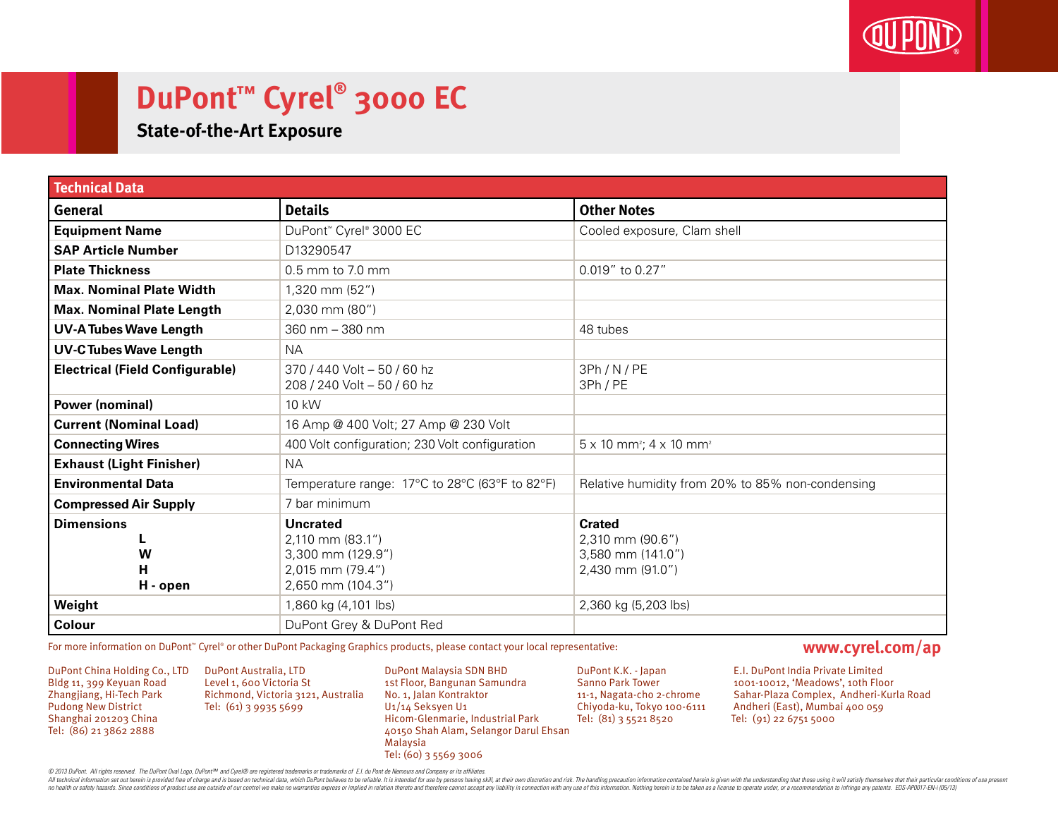# DuPont™ Cyrel® 3000 EC

## State-of-the-Art Exposure

| Technical Data | | |
|---|---|---|
| **General** | **Details** | **Other Notes** |
| **Equipment Name** | DuPont™ Cyrel® 3000 EC | Cooled exposure, Clam shell |
| **SAP Article Number** | D13290547 | |
| **Plate Thickness** | 0.5 mm to 7.0 mm | 0.019" to 0.27" |
| **Max. Nominal Plate Width** | 1,320 mm (52") | |
| **Max. Nominal Plate Length** | 2,030 mm (80") | |
| **UV-A Tubes Wave Length** | 360 nm – 380 nm | 48 tubes |
| **UV-C Tubes Wave Length** | NA | |
| **Electrical (Field Configurable)** | 370 / 440 Volt – 50 / 60 hz<br>208 / 240 Volt – 50 / 60 hz | 3Ph / N / PE<br>3Ph / PE |
| **Power (nominal)** | 10 kW | |
| **Current (Nominal Load)** | 16 Amp @ 400 Volt; 27 Amp @ 230 Volt | |
| **Connecting Wires** | 400 Volt configuration; 230 Volt configuration | 5 x 10 $mm^2$; 4 x 10 $mm^2$ |
| **Exhaust (Light Finisher)** | NA | |
| **Environmental Data** | Temperature range: 17°C to 28°C (63°F to 82°F) | Relative humidity from 20% to 85% non-condensing |
| **Compressed Air Supply** | 7 bar minimum | |
| **Dimensions** | **Uncrated** | **Crated** |
| **L** | 2,110 mm (83.1") | 2,310 mm (90.6") |
| **W** | 3,300 mm (129.9") | 3,580 mm (141.0") |
| **H** | 2,015 mm (79.4") | 2,430 mm (91.0") |
| **H - open** | 2,650 mm (104.3") | |
| **Weight** | 1,860 kg (4,101 lbs) | 2,360 kg (5,203 lbs) |
| **Colour** | DuPont Grey & DuPont Red | |

For more information on DuPont™ Cyrel® or other DuPont Packaging Graphics products, please contact your local representative:

**www.cyrel.com/ap**

DuPont China Holding Co., LTD
Bldg 11, 399 Keyuan Road
Zhangjiang, Hi-Tech Park
Pudong New District
Shanghai 201203 China
Tel: (86) 21 3862 2888

DuPont Australia, LTD
Level 1, 600 Victoria St
Richmond, Victoria 3121, Australia
Tel: (61) 3 9935 5699

DuPont Malaysia SDN BHD
1st Floor, Bangunan Samundra
No. 1, Jalan Kontraktor
U1/14 Seksyen U1
Hicom-Glenmarie, Industrial Park
40150 Shah Alam, Selangor Darul Ehsan
Malaysia
Tel: (60) 3 5569 3006

DuPont K.K. - Japan
Sanno Park Tower
11-1, Nagata-cho 2-chrome
Chiyoda-ku, Tokyo 100-6111
Tel: (81) 3 5521 8520

E.I. DuPont India Private Limited
1001-10012, 'Meadows', 10th Floor
Sahar-Plaza Complex, Andheri-Kurla Road
Andheri (East), Mumbai 400 059
Tel: (91) 22 6751 5000

*© 2013 DuPont. All rights reserved. The DuPont Oval Logo, DuPont™ and Cyrel® are registered trademarks or trademarks of E.I. du Pont de Nemours and Company or its affiliates.*
*All technical information set out herein is provided free of charge and is based on technical data, which DuPont believes to be reliable. It is intended for use by persons having skill, at their own discretion and risk. The handling precaution information contained herein is given with the understanding that those using it will satisfy themselves that their particular conditions of use present no health or safety hazards. Since conditions of product use are outside of our control we make no warranties express or implied in relation thereto and therefore cannot accept any liability in connection with any use of this information. Nothing herein is to be taken as a license to operate under, or a recommendation to infringe any patents. EDS-AP0017-EN-i (05/13)*